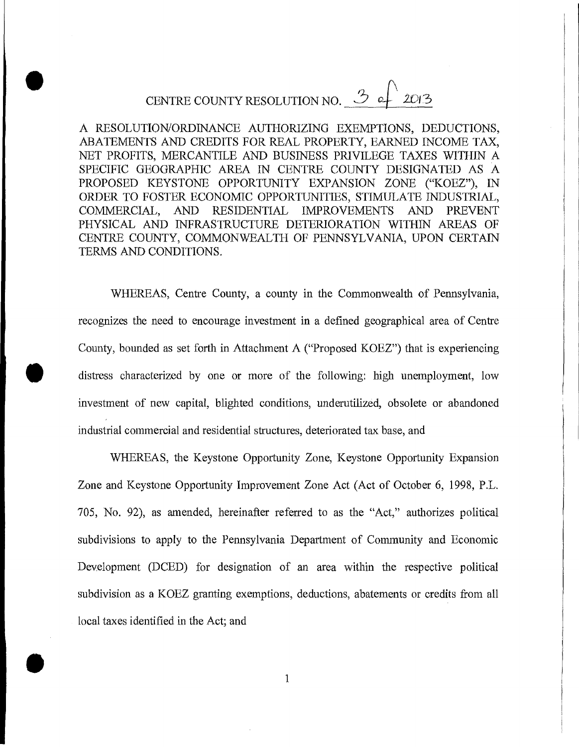# CENTRE COUNTY RESOLUTION NO. 3 of 2013

A RESOLUTION/ORDINANCE AUTHORIZING EXEMPTIONS, DEDUCTIONS, ABATEMENTS AND CREDITS FOR REAL PROPERTY, EARNED INCOME TAX, NET PROFITS, MERCANTILE AND BUSINESS PRIVILEGE TAXES WITHIN A SPECIFIC GEOGRAPHIC AREA IN CENTRE COUNTY DESIGNATED AS A PROPOSED KEYSTONE OPPORTUNITY EXPANSION ZONE ("KOEZ"), IN ORDER TO FOSTER ECONOMIC OPPORTUNITIES, STIMULATE INDUSTRIAL, COMMERCIAL, AND RESIDENTIAL IMPROVEMENTS AND PREVENT PHYSICAL AND INFRASTRUCTURE DETERIORATION WITHIN AREAS OF CENTRE COUNTY, COMMONWEALTH OF PENNSYLVANIA, UPON CERTAIN TERMS AND CONDITIONS.

WHEREAS, Centre County, a county in the Commonwealth of Pennsylvania, recognizes the need to encourage investment in a defined geographical area of Centre County, bounded as set forth in Attachment A ("Proposed KOEZ") that is experiencing distress characterized by one or more of the following: high unemployment, low investment of new capital, blighted conditions, underutilized, obsolete or abandoned industrial commercial and residential structures, deteriorated tax base, and

WHEREAS, the Keystone Opportunity Zone, Keystone Opportunity Expansion Zone and Keystone Opportunity Improvement Zone Act (Act of October 6, 1998, P.L. 705, No. 92), as amended, hereinafter referred to as the "Act," authorizes political subdivisions to apply to the Pennsylvania Department of Community and Economic Development (DCED) for designation of an area within the respective political subdivision as a KOEZ granting exemptions, deductions, abatements or credits from all local taxes identified in the Act; and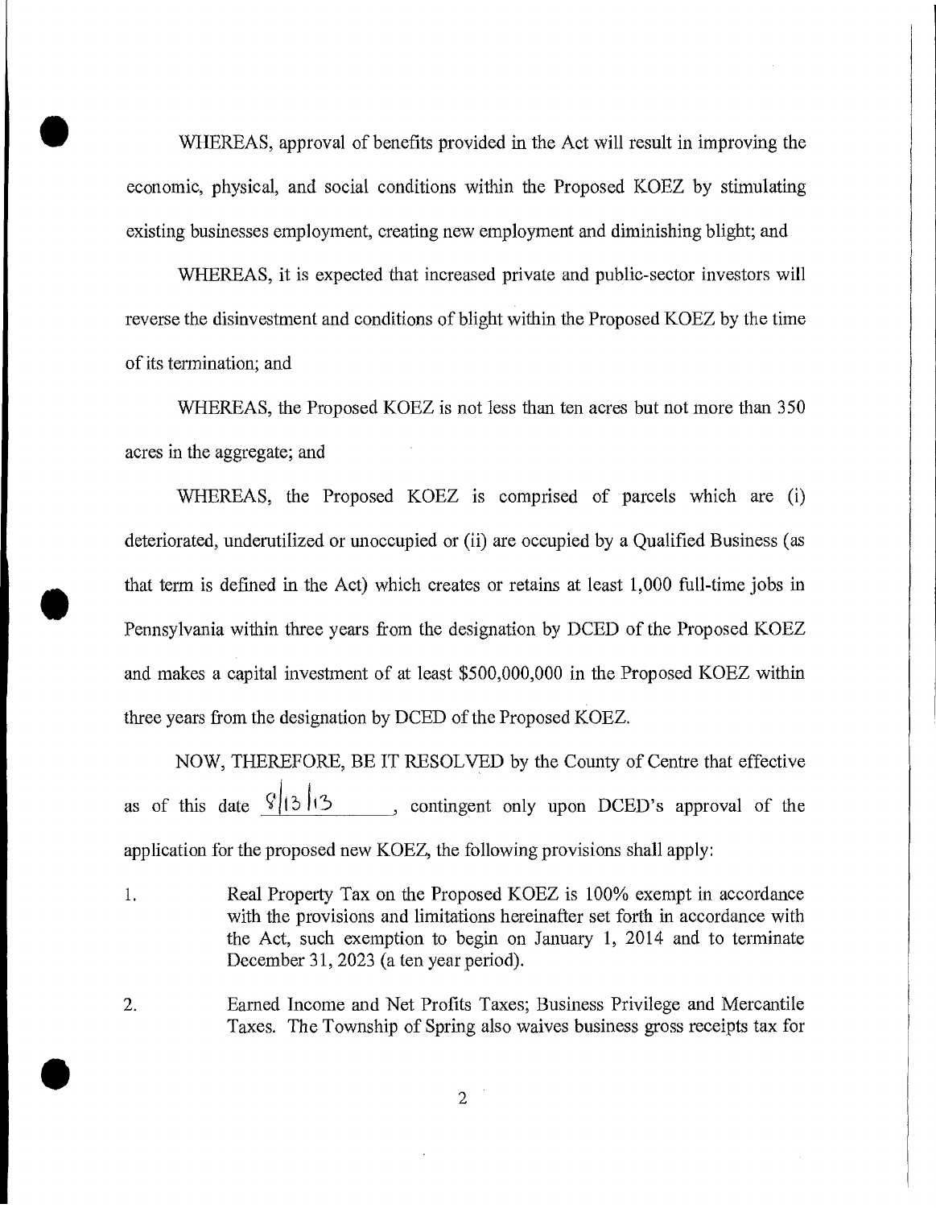WHEREAS, approval of benefits provided in the Act will result in improving the economic, physical, and social conditions within the Proposed KOEZ by stimulating existing businesses employment, creating new employment and diminishing blight; and

WHEREAS, it is expected that increased private and public-sector investors will reverse the disinvestment and conditions of blight within the Proposed KOEZ by the time of its termination; and

WHEREAS, the Proposed KOEZ is not less than ten acres but not more than 350 acres in the aggregate; and

WHEREAS, the Proposed KOEZ is comprised of parcels which are (i) deteriorated, underutilized or unoccupied or (ii) are occupied by a Qualified Business (as that term is defined in the Act) which creates or retains at least 1,000 full-time jobs in Pennsylvania within three years from the designation by DCED of the Proposed KOEZ and makes a capital investment of at least $500,000,000 in the Proposed KOEZ within three years from the designation by DCED of the Proposed KOEZ.

NOW, THEREFORE, BE IT RESOLVED by the County of Centre that effective as of this date 8/13/13, contingent only upon DCED's approval of the application for the proposed new KOEZ, the following provisions shall apply:

1. Real Property Tax on the Proposed KOEZ is 100% exempt in accordance with the provisions and limitations hereinafter set forth in accordance with the Act, such exemption to begin on January 1, 2014 and to terminate December 31, 2023 (a ten year period).

2. Earned Income and Net Profits Taxes; Business Privilege and Mercantile Taxes. The Township of Spring also waives business gross receipts tax for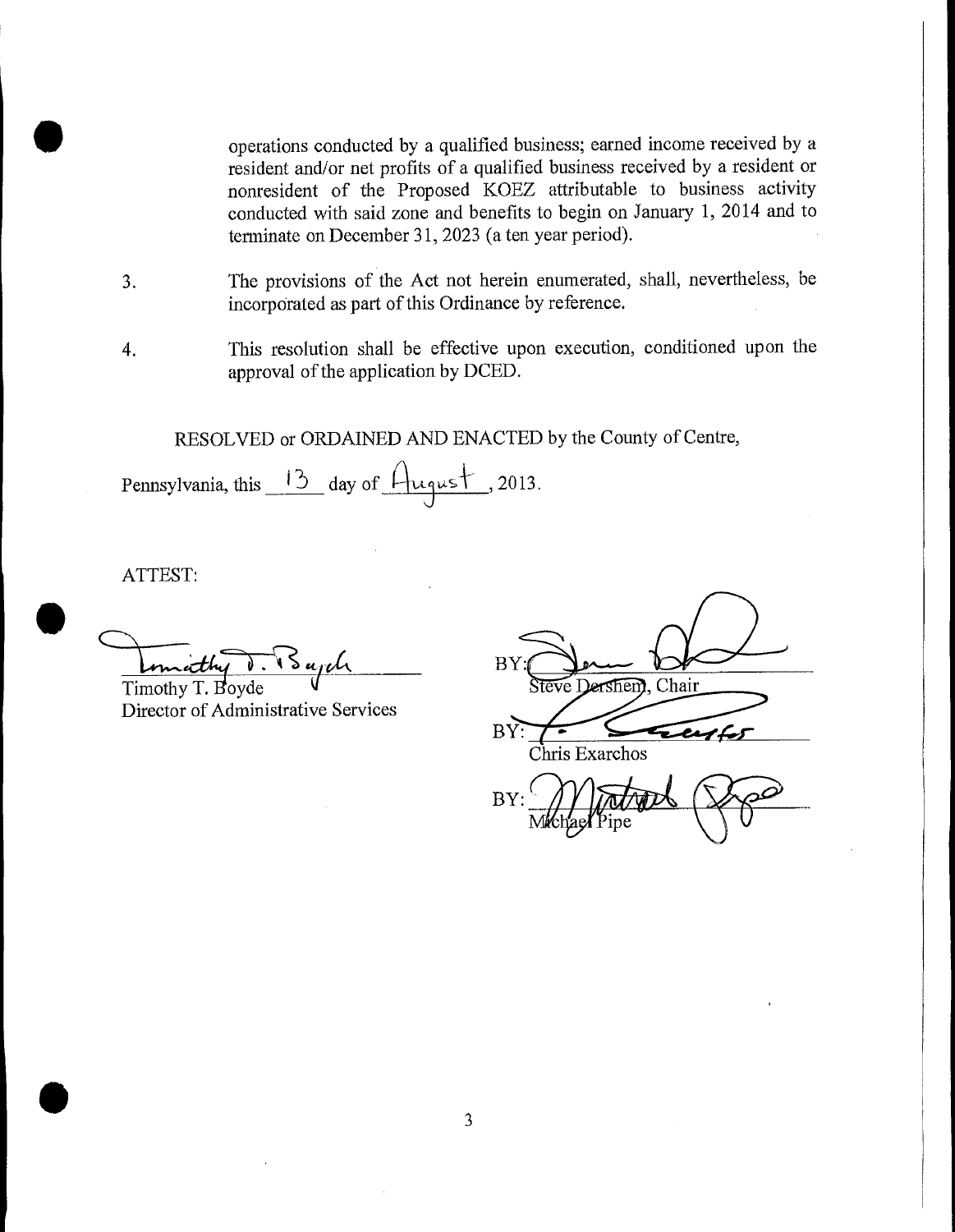operations conducted by a qualified business; earned income received by a resident and/or net profits of a qualified business received by a resident or nonresident of the Proposed KOEZ attributable to business activity conducted with said zone and benefits to begin on January 1, 2014 and to terminate on December 31, 2023 (a ten year period).

3. The provisions of the Act not herein enumerated, shall, nevertheless, be incorporated as part of this Ordinance by reference.

4. This resolution shall be effective upon execution, conditioned upon the approval of the application by DCED.

RESOLVED or ORDAINED AND ENACTED by the County of Centre, Pennsylvania, this 13 day of August, 2013.

ATTEST:

Timothy T. Boyde
Director of Administrative Services

BY: Steve Dershem, Chair

BY: Chris Exarchos

BY: Michael Pipe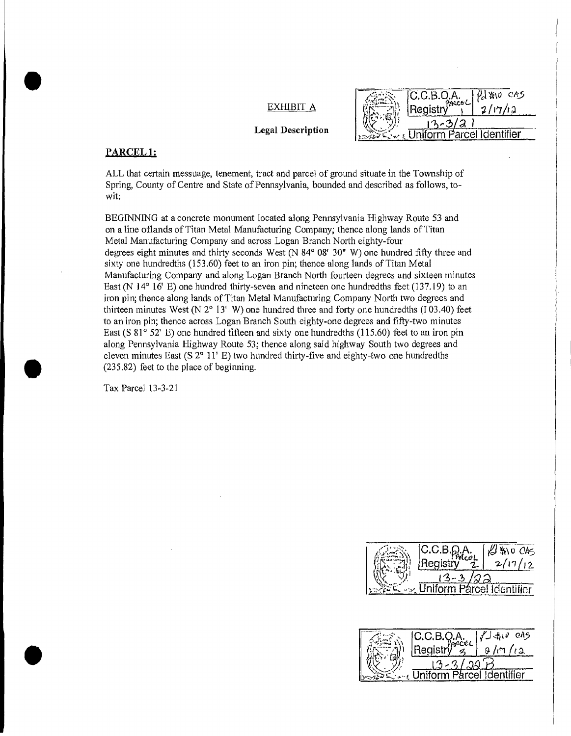EXHIBIT A

**Legal Description**

C.C.B.O.A. Registry Parcel 1 — Pd #10 CAS 2/17/12 — 13-3/21 — Uniform Parcel Identifier

## PARCEL 1:

ALL that certain messuage, tenement, tract and parcel of ground situate in the Township of Spring, County of Centre and State of Pennsylvania, bounded and described as follows, to-wit:

BEGINNING at a concrete monument located along Pennsylvania Highway Route 53 and on a line oflands of Titan Metal Manufacturing Company; thence along lands of Titan Metal Manufacturing Company and across Logan Branch North eighty-four degrees eight minutes and thirty seconds West (N 84° 08' 30" W) one hundred fifty three and sixty one hundredths (153.60) feet to an iron pin; thence along lands of Titan Metal Manufacturing Company and along Logan Branch North fourteen degrees and sixteen minutes East (N 14° 16' E) one hundred thirty-seven and nineteen one hundredths feet (137.19) to an iron pin; thence along lands of Titan Metal Manufacturing Company North two degrees and thirteen minutes West (N 2° 13' W) one hundred three and forty one hundredths (I 03.40) feet to an iron pin; thence across Logan Branch South eighty-one degrees and fifty-two minutes East (S 81° 52' E) one hundred fifteen and sixty one hundredths (115.60) feet to an iron pin along Pennsylvania Highway Route 53; thence along said highway South two degrees and eleven minutes East (S 2° 11' E) two hundred thirty-five and eighty-two one hundredths (235.82) feet to the place of beginning.

Tax Parcel 13-3-21

C.C.B.O.A. Registry Parcel 2 — Pd #10 CAS 2/17/12 — 13-3/22 — Uniform Parcel Identifier

C.C.B.O.A. Registry Parcel 3 — Pd #10 CAS 2/17/12 — 13-3/22B — Uniform Parcel Identifier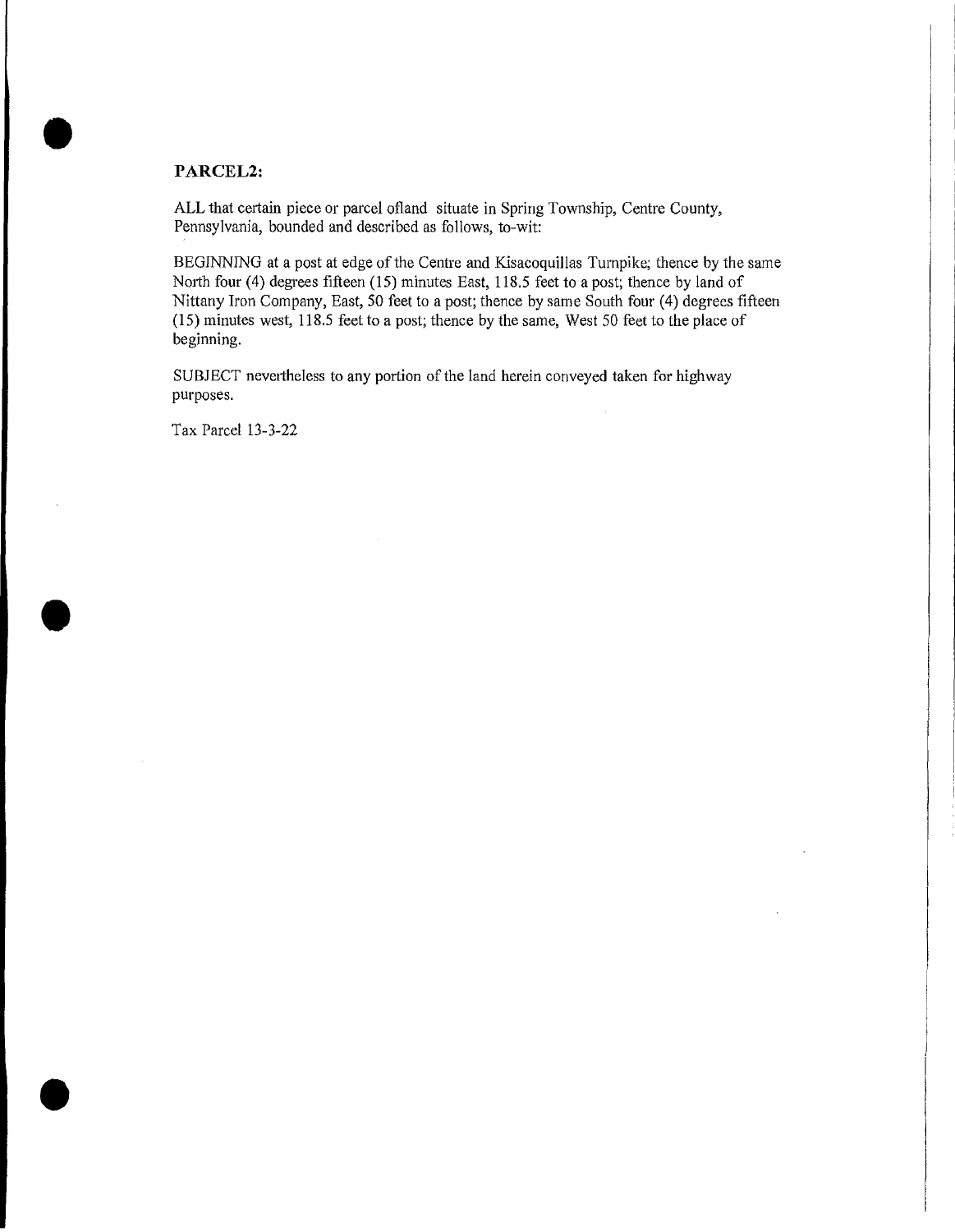**PARCEL2:**

ALL that certain piece or parcel ofland situate in Spring Township, Centre County, Pennsylvania, bounded and described as follows, to-wit:

BEGINNING at a post at edge of the Centre and Kisacoquillas Turnpike; thence by the same North four (4) degrees fifteen (15) minutes East, 118.5 feet to a post; thence by land of Nittany Iron Company, East, 50 feet to a post; thence by same South four (4) degrees fifteen (15) minutes west, 118.5 feet to a post; thence by the same, West 50 feet to the place of beginning.

SUBJECT nevertheless to any portion of the land herein conveyed taken for highway purposes.

Tax Parcel 13-3-22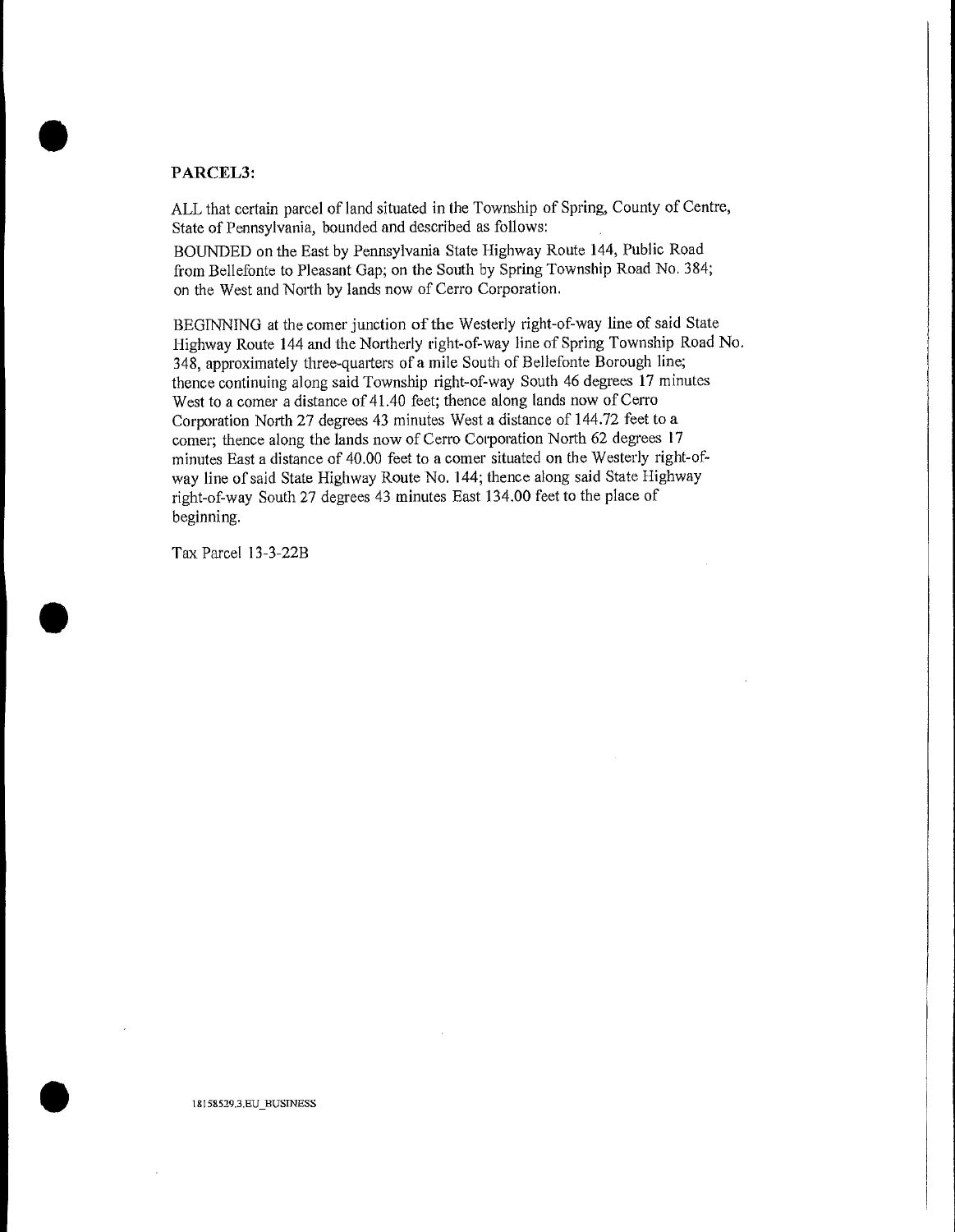**PARCEL3:**

ALL that certain parcel of land situated in the Township of Spring, County of Centre, State of Pennsylvania, bounded and described as follows:

BOUNDED on the East by Pennsylvania State Highway Route 144, Public Road from Bellefonte to Pleasant Gap; on the South by Spring Township Road No. 384; on the West and North by lands now of Cerro Corporation.

BEGINNING at the comer junction of the Westerly right-of-way line of said State Highway Route 144 and the Northerly right-of-way line of Spring Township Road No. 348, approximately three-quarters of a mile South of Bellefonte Borough line; thence continuing along said Township right-of-way South 46 degrees 17 minutes West to a comer a distance of 41.40 feet; thence along lands now of Cerro Corporation North 27 degrees 43 minutes West a distance of 144.72 feet to a comer; thence along the lands now of Cerro Corporation North 62 degrees 17 minutes East a distance of 40.00 feet to a comer situated on the Westerly right-of-way line of said State Highway Route No. 144; thence along said State Highway right-of-way South 27 degrees 43 minutes East 134.00 feet to the place of beginning.

Tax Parcel 13-3-22B

18158529.3.EU_BUSINESS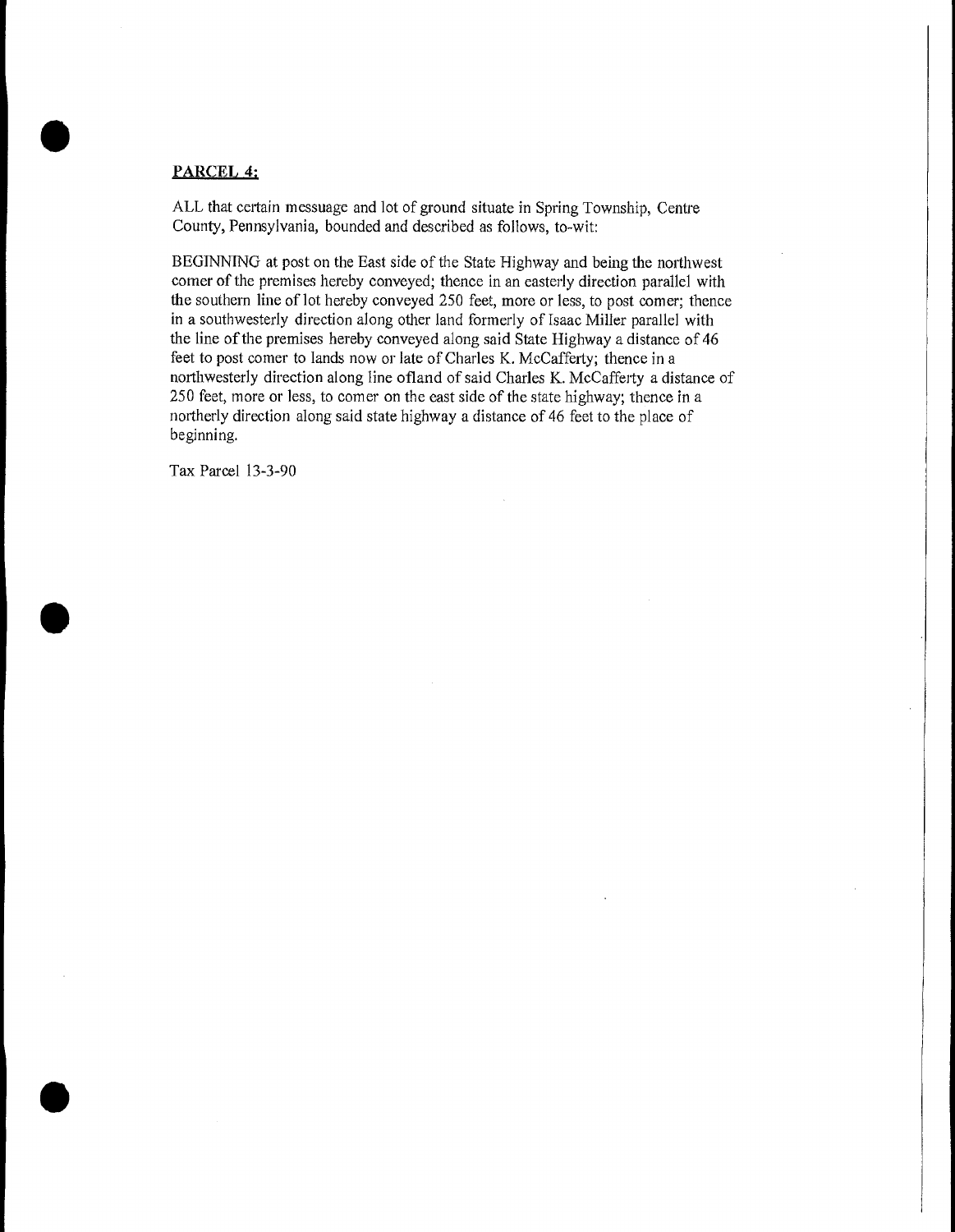**PARCEL 4:**

ALL that certain messuage and lot of ground situate in Spring Township, Centre County, Pennsylvania, bounded and described as follows, to-wit:

BEGINNING at post on the East side of the State Highway and being the northwest corner of the premises hereby conveyed; thence in an easterly direction parallel with the southern line of lot hereby conveyed 250 feet, more or less, to post corner; thence in a southwesterly direction along other land formerly of Isaac Miller parallel with the line of the premises hereby conveyed along said State Highway a distance of 46 feet to post corner to lands now or late of Charles K. McCafferty; thence in a northwesterly direction along line ofland of said Charles K. McCafferty a distance of 250 feet, more or less, to corner on the east side of the state highway; thence in a northerly direction along said state highway a distance of 46 feet to the place of beginning.

Tax Parcel 13-3-90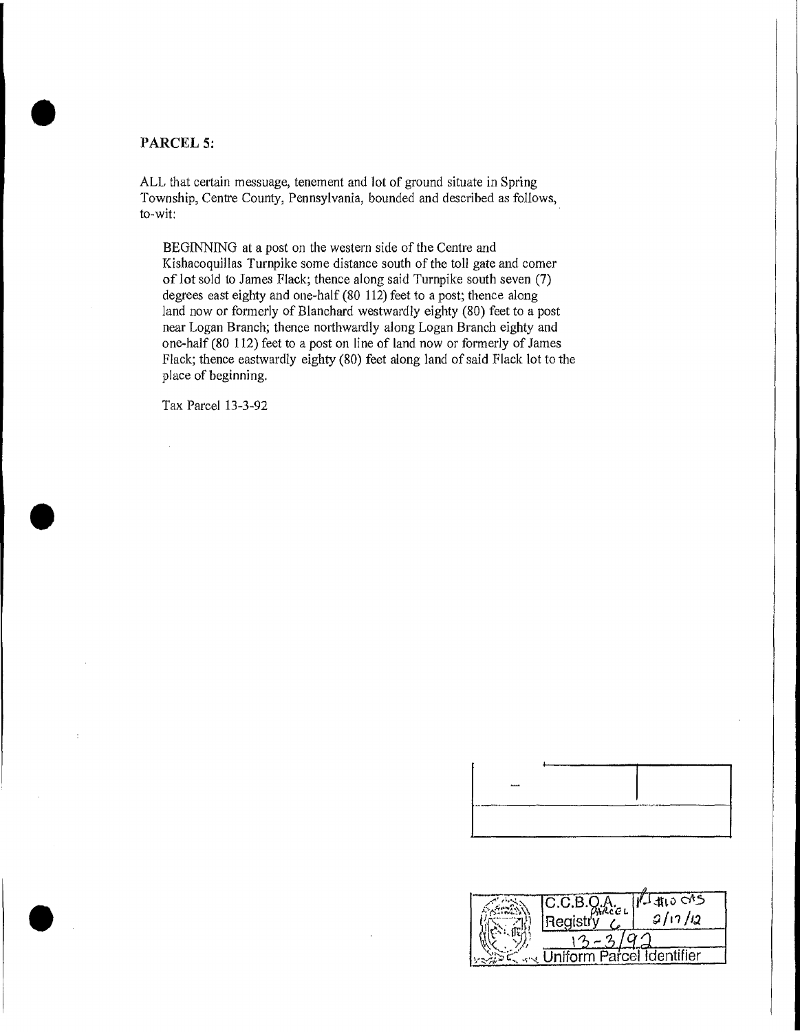**PARCEL 5:**

ALL that certain messuage, tenement and lot of ground situate in Spring Township, Centre County, Pennsylvania, bounded and described as follows, to-wit:

> BEGINNING at a post on the western side of the Centre and Kishacoquillas Turnpike some distance south of the toll gate and comer of lot sold to James Flack; thence along said Turnpike south seven (7) degrees east eighty and one-half (80 112) feet to a post; thence along land now or formerly of Blanchard westwardly eighty (80) feet to a post near Logan Branch; thence northwardly along Logan Branch eighty and one-half (80 112) feet to a post on line of land now or formerly of James Flack; thence eastwardly eighty (80) feet along land of said Flack lot to the place of beginning.

Tax Parcel 13-3-92

| C.C.B.O.A. Parcel Registry 6 | #10 $\varnothing$AS 9/17/12 |
|---|---|
| 13-3/92 | |
| Uniform Parcel Identifier | |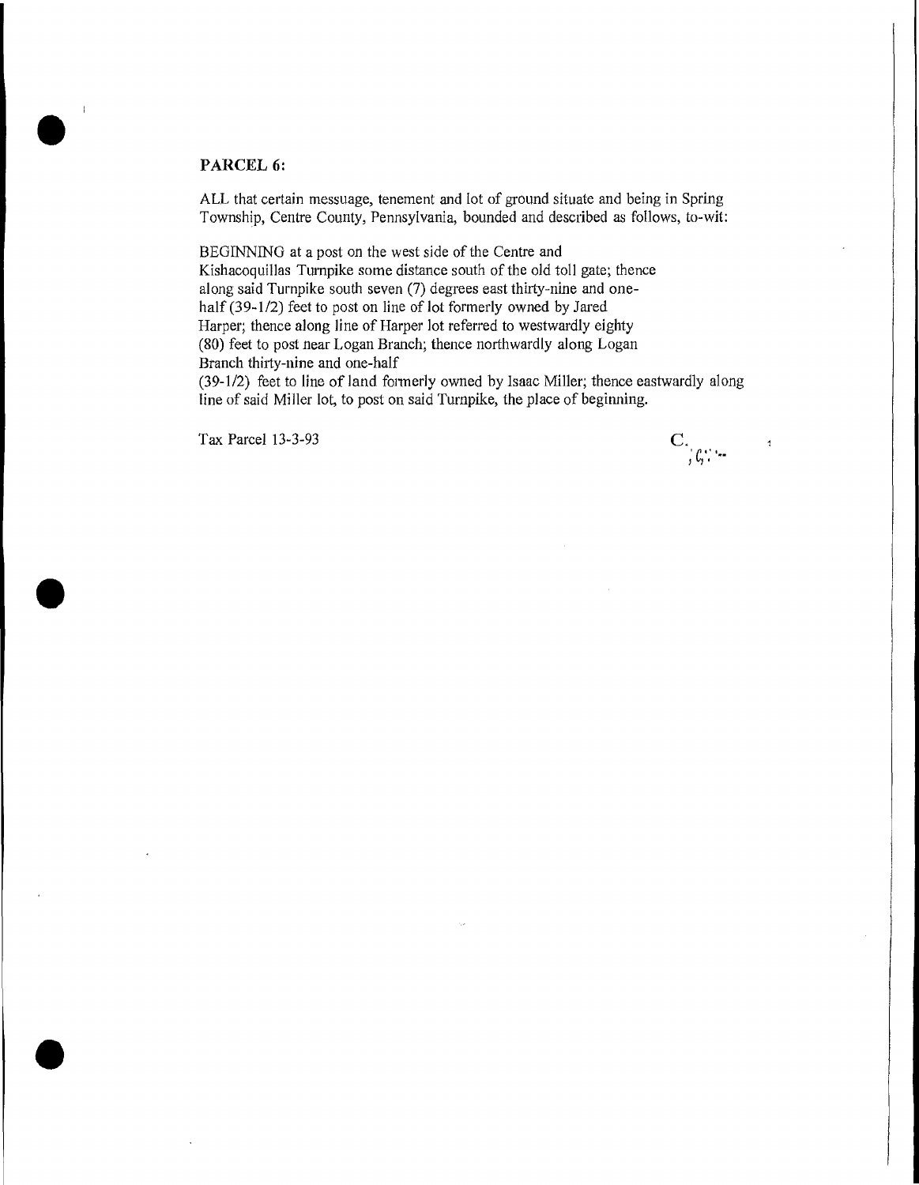**PARCEL 6:**

ALL that certain messuage, tenement and lot of ground situate and being in Spring Township, Centre County, Pennsylvania, bounded and described as follows, to-wit:

BEGINNING at a post on the west side of the Centre and Kishacoquillas Turnpike some distance south of the old toll gate; thence along said Turnpike south seven (7) degrees east thirty-nine and one-half (39-1/2) feet to post on line of lot formerly owned by Jared Harper; thence along line of Harper lot referred to westwardly eighty (80) feet to post near Logan Branch; thence northwardly along Logan Branch thirty-nine and one-half (39-1/2) feet to line of land formerly owned by Isaac Miller; thence eastwardly along line of said Miller lot, to post on said Turnpike, the place of beginning.

Tax Parcel 13-3-93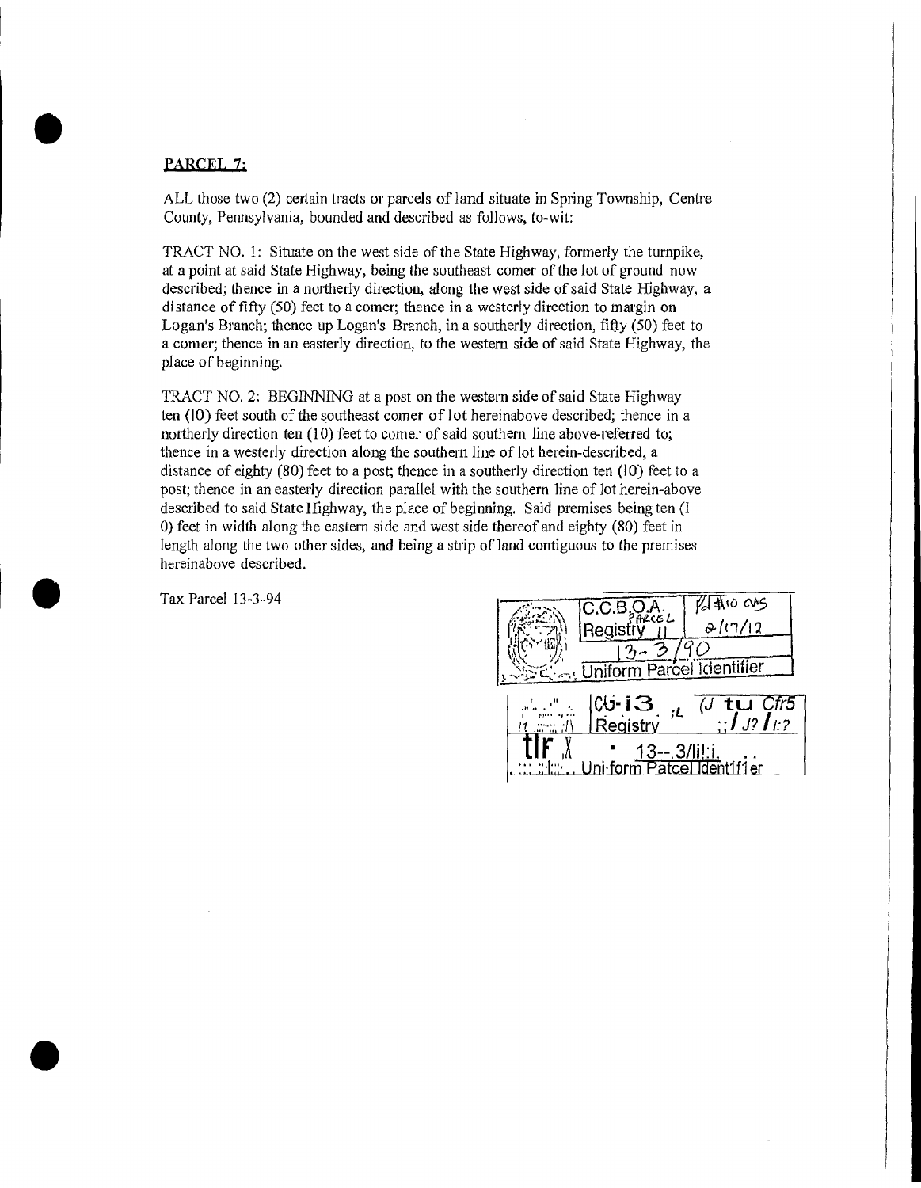**PARCEL 7:**

ALL those two (2) certain tracts or parcels of land situate in Spring Township, Centre County, Pennsylvania, bounded and described as follows, to-wit:

TRACT NO. 1: Situate on the west side of the State Highway, formerly the turnpike, at a point at said State Highway, being the southeast comer of the lot of ground now described; thence in a northerly direction, along the west side of said State Highway, a distance of fifty (50) feet to a comer; thence in a westerly direction to margin on Logan's Branch; thence up Logan's Branch, in a southerly direction, fifty (50) feet to a comer; thence in an easterly direction, to the western side of said State Highway, the place of beginning.

TRACT NO. 2: BEGINNING at a post on the western side of said State Highway ten (10) feet south of the southeast comer of lot hereinabove described; thence in a northerly direction ten (10) feet to comer of said southern line above-referred to; thence in a westerly direction along the southern line of lot herein-described, a distance of eighty (80) feet to a post; thence in a southerly direction ten (10) feet to a post; thence in an easterly direction parallel with the southern line of lot herein-above described to said State Highway, the place of beginning. Said premises being ten (1 0) feet in width along the eastern side and west side thereof and eighty (80) feet in length along the two other sides, and being a strip of land contiguous to the premises hereinabove described.

Tax Parcel 13-3-94

| C.C.B.O.A. PARCEL Registry 11 | P.I. #10 CAS 2/17/12 |
| --- | --- |
| 13-3/90 | |
| Uniform Parcel Identifier | |

| C.C.B.O.A. Registry | |
| --- | --- |
| 13-3/ | |
| Uniform Parcel Identifier | |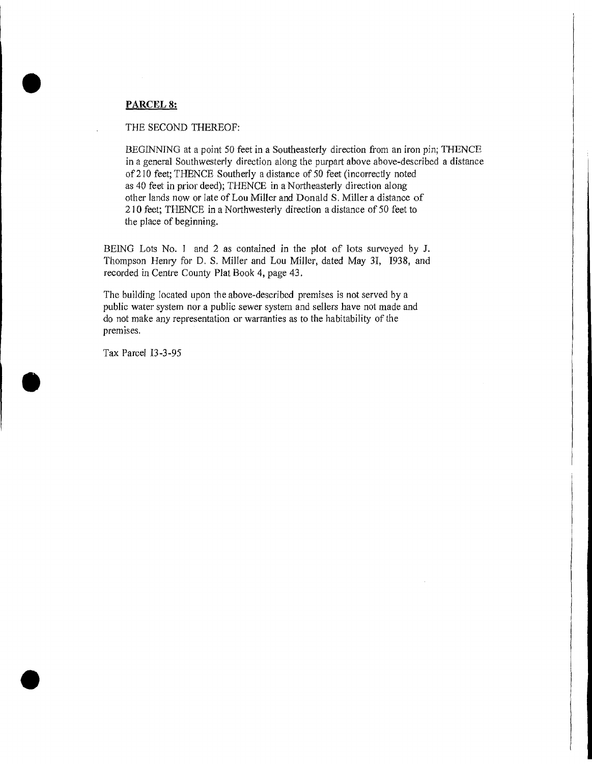**PARCEL 8:**

THE SECOND THEREOF:

BEGINNING at a point 50 feet in a Southeasterly direction from an iron pin; THENCE in a general Southwesterly direction along the purpart above above-described a distance of 210 feet; THENCE Southerly a distance of 50 feet (incorrectly noted as 40 feet in prior deed); THENCE in a Northeasterly direction along other lands now or late of Lou Miller and Donald S. Miller a distance of 210 feet; THENCE in a Northwesterly direction a distance of 50 feet to the place of beginning.

BEING Lots No. 1 and 2 as contained in the plot of lots surveyed by J. Thompson Henry for D. S. Miller and Lou Miller, dated May 31, 1938, and recorded in Centre County Plat Book 4, page 43.

The building located upon the above-described premises is not served by a public water system nor a public sewer system and sellers have not made and do not make any representation or warranties as to the habitability of the premises.

Tax Parcel 13-3-95